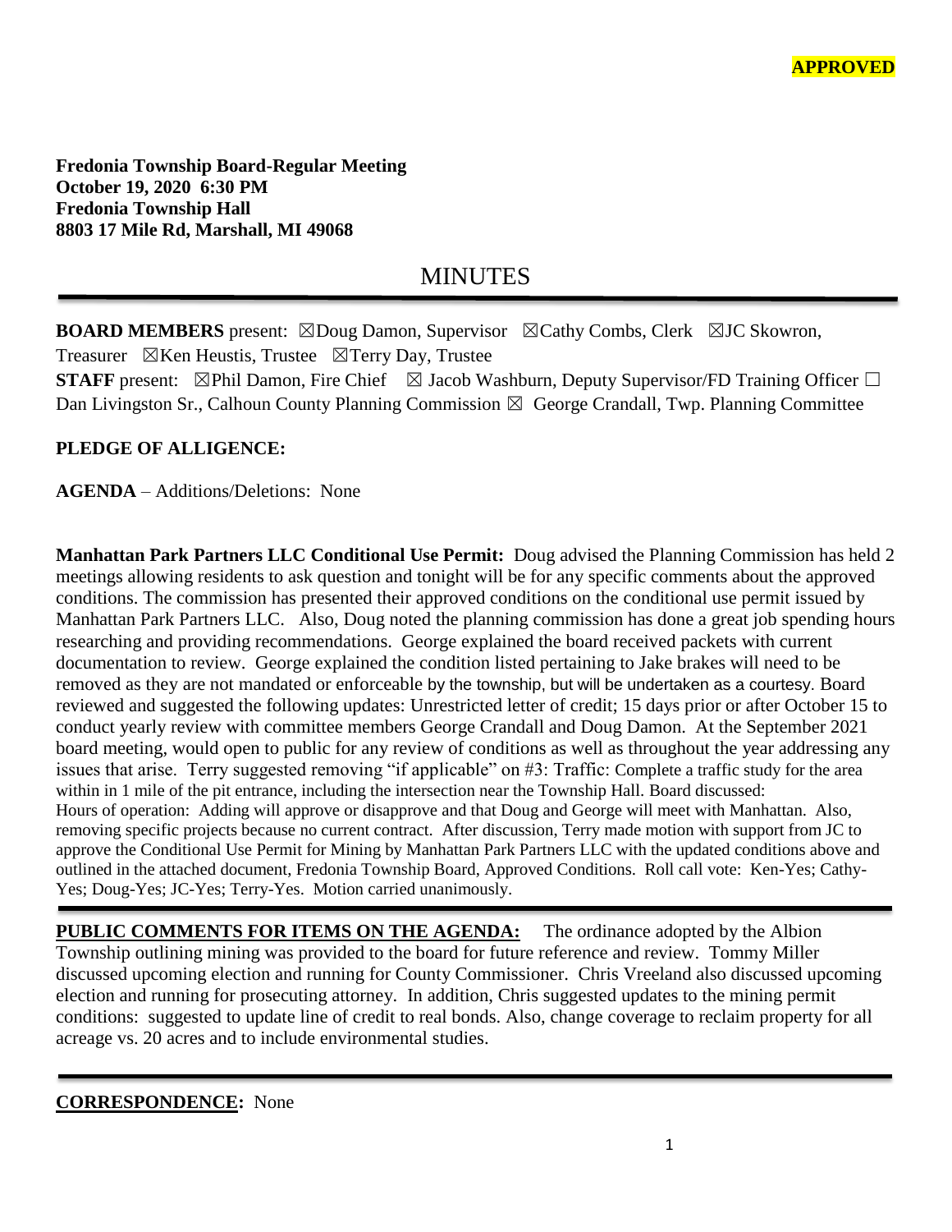**APPROVED**

**Fredonia Township Board-Regular Meeting**
**October 19, 2020 6:30 PM**
**Fredonia Township Hall**
**8803 17 Mile Rd, Marshall, MI 49068**

# MINUTES

**BOARD MEMBERS** present: ☒Doug Damon, Supervisor ☒Cathy Combs, Clerk ☒JC Skowron, Treasurer ☒Ken Heustis, Trustee ☒Terry Day, Trustee
**STAFF** present: ☒Phil Damon, Fire Chief ☒ Jacob Washburn, Deputy Supervisor/FD Training Officer ☐ Dan Livingston Sr., Calhoun County Planning Commission ☒ George Crandall, Twp. Planning Committee

**PLEDGE OF ALLIGENCE:**

**AGENDA** – Additions/Deletions: None

**Manhattan Park Partners LLC Conditional Use Permit:** Doug advised the Planning Commission has held 2 meetings allowing residents to ask question and tonight will be for any specific comments about the approved conditions. The commission has presented their approved conditions on the conditional use permit issued by Manhattan Park Partners LLC. Also, Doug noted the planning commission has done a great job spending hours researching and providing recommendations. George explained the board received packets with current documentation to review. George explained the condition listed pertaining to Jake brakes will need to be removed as they are not mandated or enforceable by the township, but will be undertaken as a courtesy. Board reviewed and suggested the following updates: Unrestricted letter of credit; 15 days prior or after October 15 to conduct yearly review with committee members George Crandall and Doug Damon. At the September 2021 board meeting, would open to public for any review of conditions as well as throughout the year addressing any issues that arise. Terry suggested removing "if applicable" on #3: Traffic: Complete a traffic study for the area within in 1 mile of the pit entrance, including the intersection near the Township Hall. Board discussed: Hours of operation: Adding will approve or disapprove and that Doug and George will meet with Manhattan. Also, removing specific projects because no current contract. After discussion, Terry made motion with support from JC to approve the Conditional Use Permit for Mining by Manhattan Park Partners LLC with the updated conditions above and outlined in the attached document, Fredonia Township Board, Approved Conditions. Roll call vote: Ken-Yes; Cathy-Yes; Doug-Yes; JC-Yes; Terry-Yes. Motion carried unanimously.

**PUBLIC COMMENTS FOR ITEMS ON THE AGENDA:** The ordinance adopted by the Albion Township outlining mining was provided to the board for future reference and review. Tommy Miller discussed upcoming election and running for County Commissioner. Chris Vreeland also discussed upcoming election and running for prosecuting attorney. In addition, Chris suggested updates to the mining permit conditions: suggested to update line of credit to real bonds. Also, change coverage to reclaim property for all acreage vs. 20 acres and to include environmental studies.

**CORRESPONDENCE:** None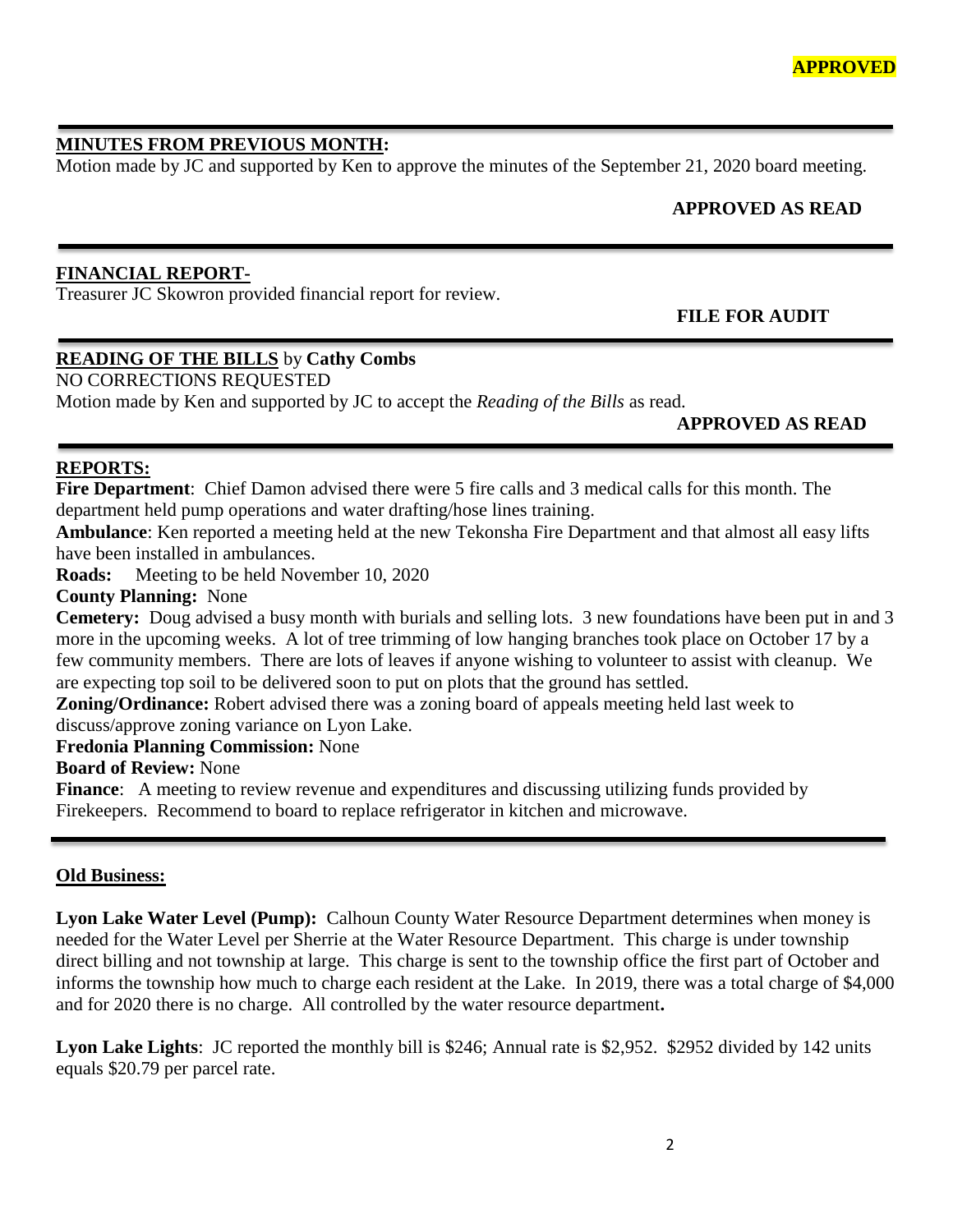**APPROVED**

---

**MINUTES FROM PREVIOUS MONTH:**

Motion made by JC and supported by Ken to approve the minutes of the September 21, 2020 board meeting.

**APPROVED AS READ**

---

**FINANCIAL REPORT-**

Treasurer JC Skowron provided financial report for review.

**FILE FOR AUDIT**

---

**READING OF THE BILLS** by **Cathy Combs**

NO CORRECTIONS REQUESTED

Motion made by Ken and supported by JC to accept the *Reading of the Bills* as read.

**APPROVED AS READ**

---

**REPORTS:**

**Fire Department**: Chief Damon advised there were 5 fire calls and 3 medical calls for this month. The department held pump operations and water drafting/hose lines training.

**Ambulance**: Ken reported a meeting held at the new Tekonsha Fire Department and that almost all easy lifts have been installed in ambulances.

**Roads:** Meeting to be held November 10, 2020

**County Planning:** None

**Cemetery:** Doug advised a busy month with burials and selling lots. 3 new foundations have been put in and 3 more in the upcoming weeks. A lot of tree trimming of low hanging branches took place on October 17 by a few community members. There are lots of leaves if anyone wishing to volunteer to assist with cleanup. We are expecting top soil to be delivered soon to put on plots that the ground has settled.

**Zoning/Ordinance:** Robert advised there was a zoning board of appeals meeting held last week to discuss/approve zoning variance on Lyon Lake.

**Fredonia Planning Commission:** None

**Board of Review:** None

**Finance**: A meeting to review revenue and expenditures and discussing utilizing funds provided by Firekeepers. Recommend to board to replace refrigerator in kitchen and microwave.

---

**Old Business:**

**Lyon Lake Water Level (Pump):** Calhoun County Water Resource Department determines when money is needed for the Water Level per Sherrie at the Water Resource Department. This charge is under township direct billing and not township at large. This charge is sent to the township office the first part of October and informs the township how much to charge each resident at the Lake. In 2019, there was a total charge of $4,000 and for 2020 there is no charge. All controlled by the water resource department**.**

**Lyon Lake Lights**: JC reported the monthly bill is $246; Annual rate is $2,952. $2952 divided by 142 units equals $20.79 per parcel rate.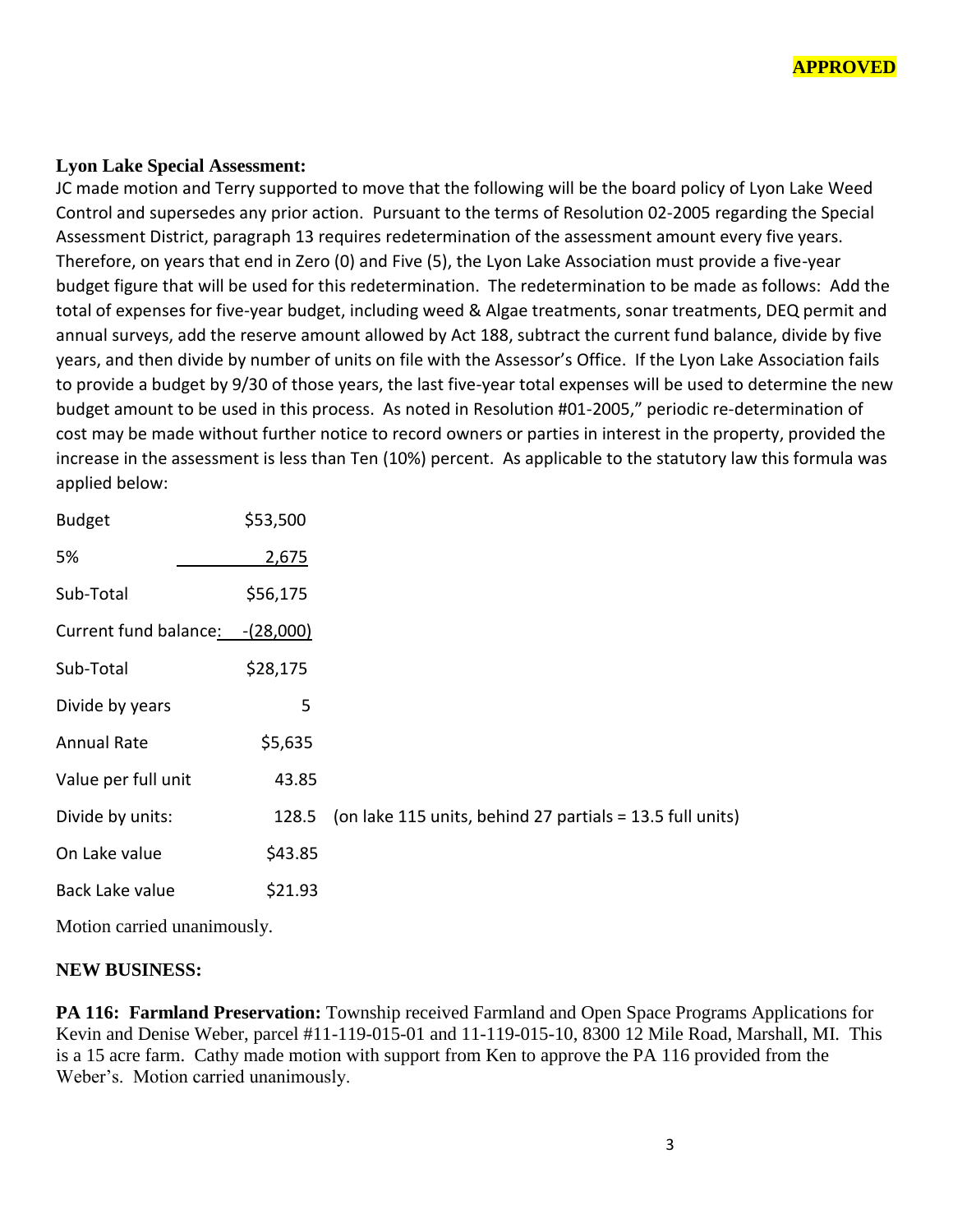**APPROVED**

**Lyon Lake Special Assessment:**

JC made motion and Terry supported to move that the following will be the board policy of Lyon Lake Weed Control and supersedes any prior action. Pursuant to the terms of Resolution 02-2005 regarding the Special Assessment District, paragraph 13 requires redetermination of the assessment amount every five years. Therefore, on years that end in Zero (0) and Five (5), the Lyon Lake Association must provide a five-year budget figure that will be used for this redetermination. The redetermination to be made as follows: Add the total of expenses for five-year budget, including weed & Algae treatments, sonar treatments, DEQ permit and annual surveys, add the reserve amount allowed by Act 188, subtract the current fund balance, divide by five years, and then divide by number of units on file with the Assessor's Office. If the Lyon Lake Association fails to provide a budget by 9/30 of those years, the last five-year total expenses will be used to determine the new budget amount to be used in this process. As noted in Resolution #01-2005," periodic re-determination of cost may be made without further notice to record owners or parties in interest in the property, provided the increase in the assessment is less than Ten (10%) percent. As applicable to the statutory law this formula was applied below:

| | | |
|---|---|---|
| Budget | $53,500 | |
| 5% | 2,675 | |
| Sub-Total | $56,175 | |
| Current fund balance: | -(28,000) | |
| Sub-Total | $28,175 | |
| Divide by years | 5 | |
| Annual Rate | $5,635 | |
| Value per full unit | 43.85 | |
| Divide by units: | 128.5 | (on lake 115 units, behind 27 partials = 13.5 full units) |
| On Lake value | $43.85 | |
| Back Lake value | $21.93 | |

Motion carried unanimously.

**NEW BUSINESS:**

**PA 116: Farmland Preservation:** Township received Farmland and Open Space Programs Applications for Kevin and Denise Weber, parcel #11-119-015-01 and 11-119-015-10, 8300 12 Mile Road, Marshall, MI. This is a 15 acre farm. Cathy made motion with support from Ken to approve the PA 116 provided from the Weber's. Motion carried unanimously.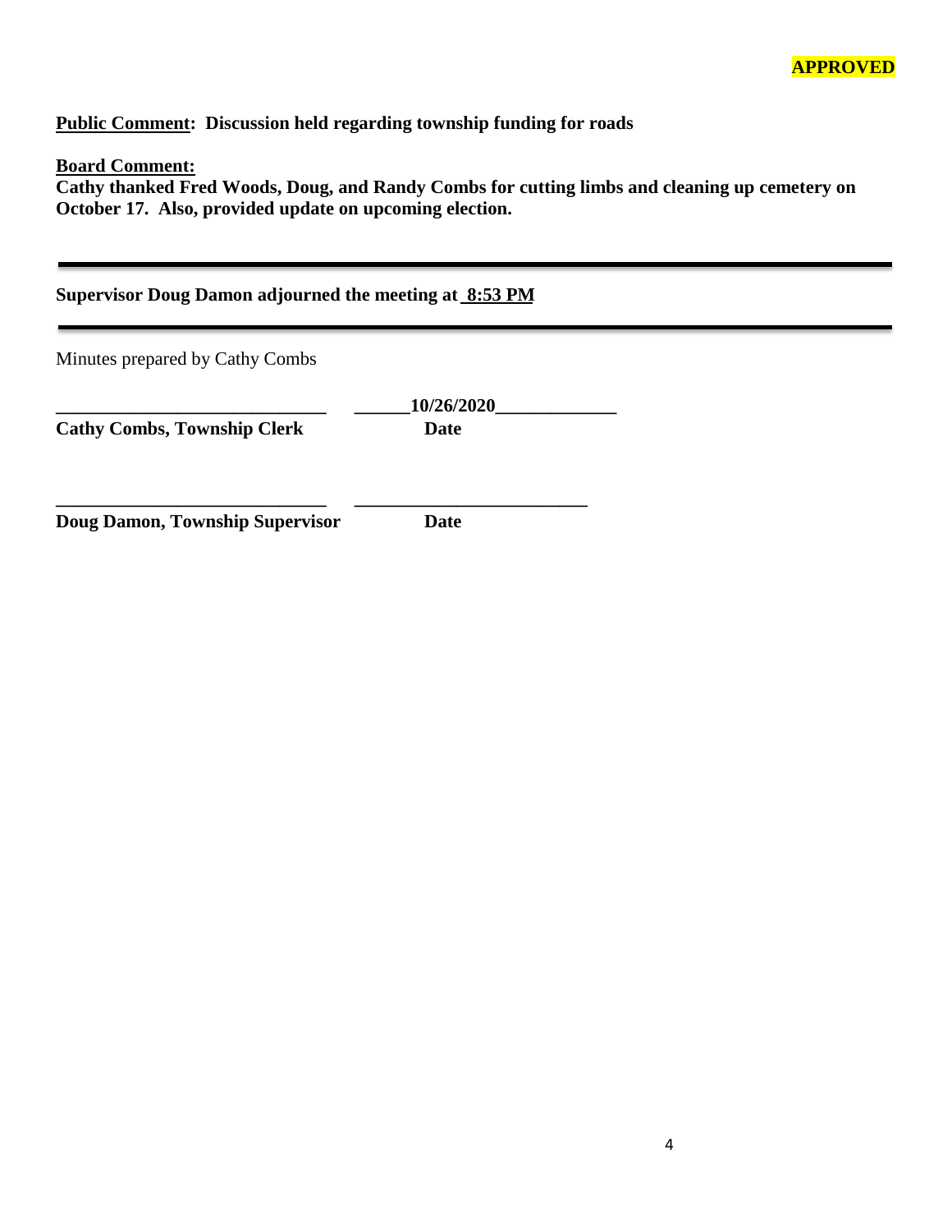**APPROVED**

**Public Comment: Discussion held regarding township funding for roads**

**Board Comment:**
**Cathy thanked Fred Woods, Doug, and Randy Combs for cutting limbs and cleaning up cemetery on October 17. Also, provided update on upcoming election.**

---

**Supervisor Doug Damon adjourned the meeting at 8:53 PM**

---

Minutes prepared by Cathy Combs

| ______________________________ | ______10/26/2020_____________ |
|---|---|
| **Cathy Combs, Township Clerk** | **Date** |
| ______________________________ | __________________________ |
| **Doug Damon, Township Supervisor** | **Date** |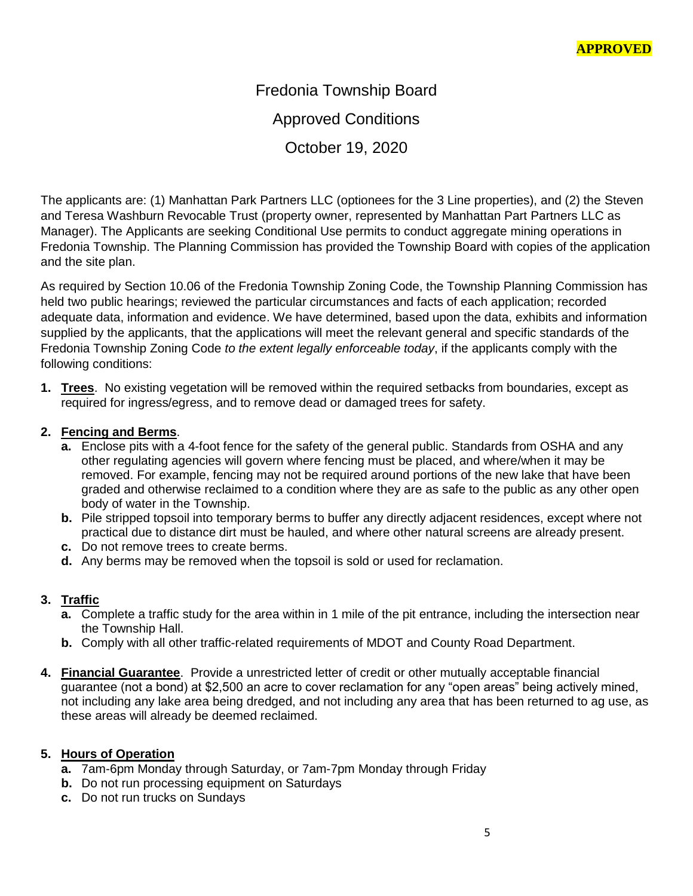**APPROVED**

# Fredonia Township Board

## Approved Conditions

## October 19, 2020

The applicants are: (1) Manhattan Park Partners LLC (optionees for the 3 Line properties), and (2) the Steven and Teresa Washburn Revocable Trust (property owner, represented by Manhattan Part Partners LLC as Manager). The Applicants are seeking Conditional Use permits to conduct aggregate mining operations in Fredonia Township. The Planning Commission has provided the Township Board with copies of the application and the site plan.

As required by Section 10.06 of the Fredonia Township Zoning Code, the Township Planning Commission has held two public hearings; reviewed the particular circumstances and facts of each application; recorded adequate data, information and evidence. We have determined, based upon the data, exhibits and information supplied by the applicants, that the applications will meet the relevant general and specific standards of the Fredonia Township Zoning Code *to the extent legally enforceable today*, if the applicants comply with the following conditions:

1. **Trees**. No existing vegetation will be removed within the required setbacks from boundaries, except as required for ingress/egress, and to remove dead or damaged trees for safety.

2. **Fencing and Berms**.
   - **a.** Enclose pits with a 4-foot fence for the safety of the general public. Standards from OSHA and any other regulating agencies will govern where fencing must be placed, and where/when it may be removed. For example, fencing may not be required around portions of the new lake that have been graded and otherwise reclaimed to a condition where they are as safe to the public as any other open body of water in the Township.
   - **b.** Pile stripped topsoil into temporary berms to buffer any directly adjacent residences, except where not practical due to distance dirt must be hauled, and where other natural screens are already present.
   - **c.** Do not remove trees to create berms.
   - **d.** Any berms may be removed when the topsoil is sold or used for reclamation.

3. **Traffic**
   - **a.** Complete a traffic study for the area within in 1 mile of the pit entrance, including the intersection near the Township Hall.
   - **b.** Comply with all other traffic-related requirements of MDOT and County Road Department.

4. **Financial Guarantee**. Provide a unrestricted letter of credit or other mutually acceptable financial guarantee (not a bond) at $2,500 an acre to cover reclamation for any "open areas" being actively mined, not including any lake area being dredged, and not including any area that has been returned to ag use, as these areas will already be deemed reclaimed.

5. **Hours of Operation**
   - **a.** 7am-6pm Monday through Saturday, or 7am-7pm Monday through Friday
   - **b.** Do not run processing equipment on Saturdays
   - **c.** Do not run trucks on Sundays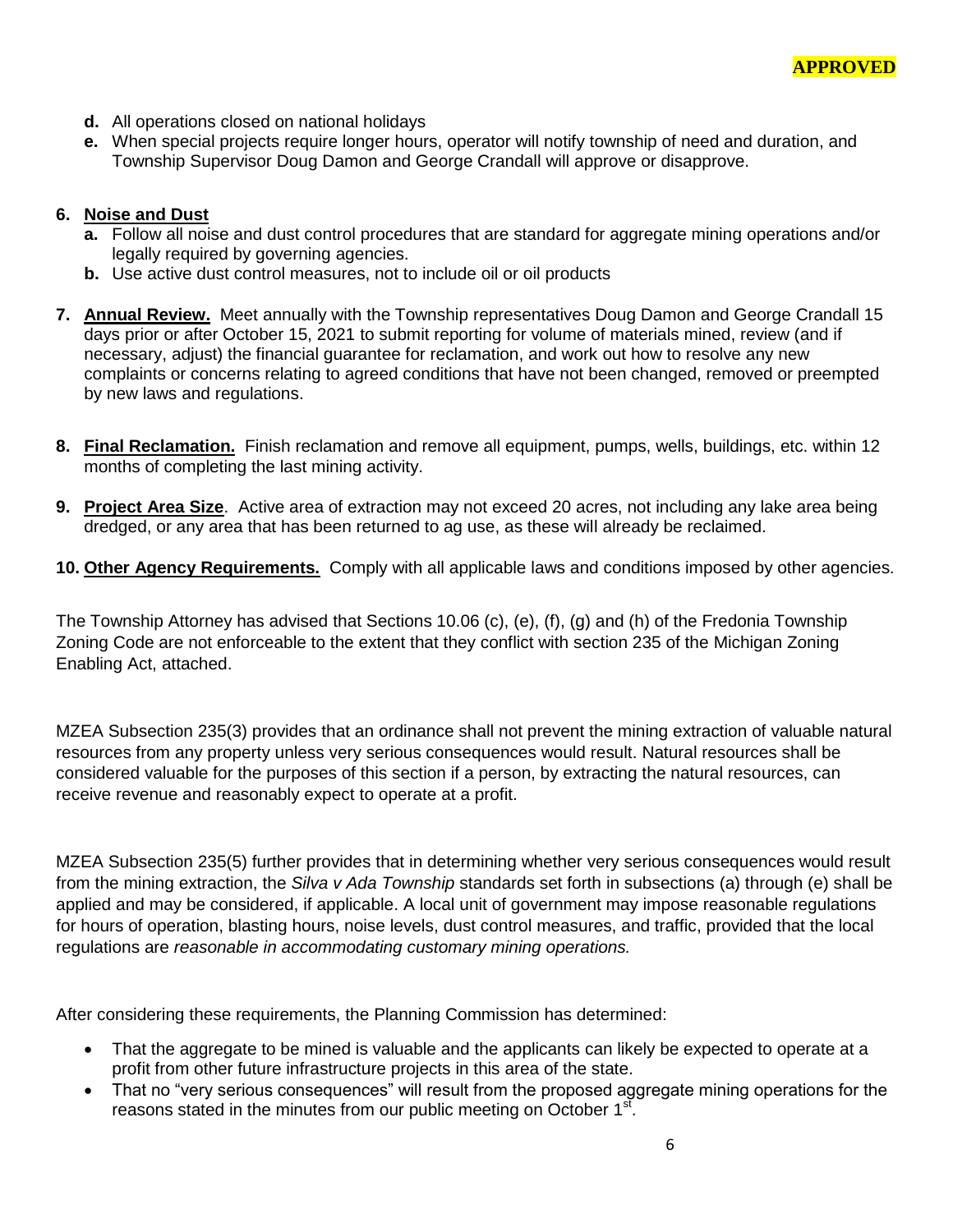**APPROVED**

- **d.** All operations closed on national holidays
- **e.** When special projects require longer hours, operator will notify township of need and duration, and Township Supervisor Doug Damon and George Crandall will approve or disapprove.

6. **Noise and Dust**
    - **a.** Follow all noise and dust control procedures that are standard for aggregate mining operations and/or legally required by governing agencies.
    - **b.** Use active dust control measures, not to include oil or oil products

7. **Annual Review.** Meet annually with the Township representatives Doug Damon and George Crandall 15 days prior or after October 15, 2021 to submit reporting for volume of materials mined, review (and if necessary, adjust) the financial guarantee for reclamation, and work out how to resolve any new complaints or concerns relating to agreed conditions that have not been changed, removed or preempted by new laws and regulations.

8. **Final Reclamation.** Finish reclamation and remove all equipment, pumps, wells, buildings, etc. within 12 months of completing the last mining activity.

9. **Project Area Size**. Active area of extraction may not exceed 20 acres, not including any lake area being dredged, or any area that has been returned to ag use, as these will already be reclaimed.

10. **Other Agency Requirements.** Comply with all applicable laws and conditions imposed by other agencies.

The Township Attorney has advised that Sections 10.06 (c), (e), (f), (g) and (h) of the Fredonia Township Zoning Code are not enforceable to the extent that they conflict with section 235 of the Michigan Zoning Enabling Act, attached.

MZEA Subsection 235(3) provides that an ordinance shall not prevent the mining extraction of valuable natural resources from any property unless very serious consequences would result. Natural resources shall be considered valuable for the purposes of this section if a person, by extracting the natural resources, can receive revenue and reasonably expect to operate at a profit.

MZEA Subsection 235(5) further provides that in determining whether very serious consequences would result from the mining extraction, the *Silva v Ada Township* standards set forth in subsections (a) through (e) shall be applied and may be considered, if applicable. A local unit of government may impose reasonable regulations for hours of operation, blasting hours, noise levels, dust control measures, and traffic, provided that the local regulations are *reasonable in accommodating customary mining operations.*

After considering these requirements, the Planning Commission has determined:

- That the aggregate to be mined is valuable and the applicants can likely be expected to operate at a profit from other future infrastructure projects in this area of the state.
- That no "very serious consequences" will result from the proposed aggregate mining operations for the reasons stated in the minutes from our public meeting on October 1st.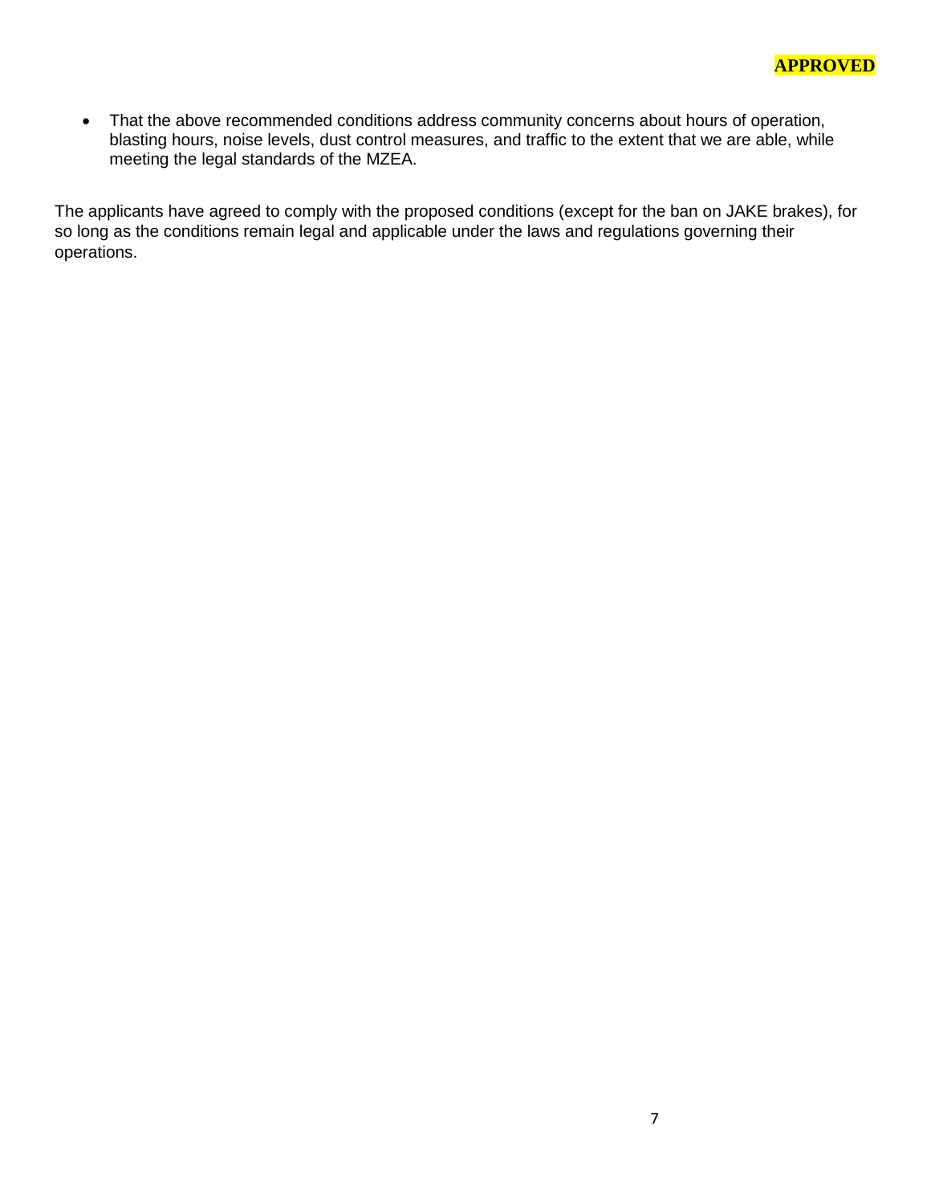**APPROVED**

- That the above recommended conditions address community concerns about hours of operation, blasting hours, noise levels, dust control measures, and traffic to the extent that we are able, while meeting the legal standards of the MZEA.

The applicants have agreed to comply with the proposed conditions (except for the ban on JAKE brakes), for so long as the conditions remain legal and applicable under the laws and regulations governing their operations.